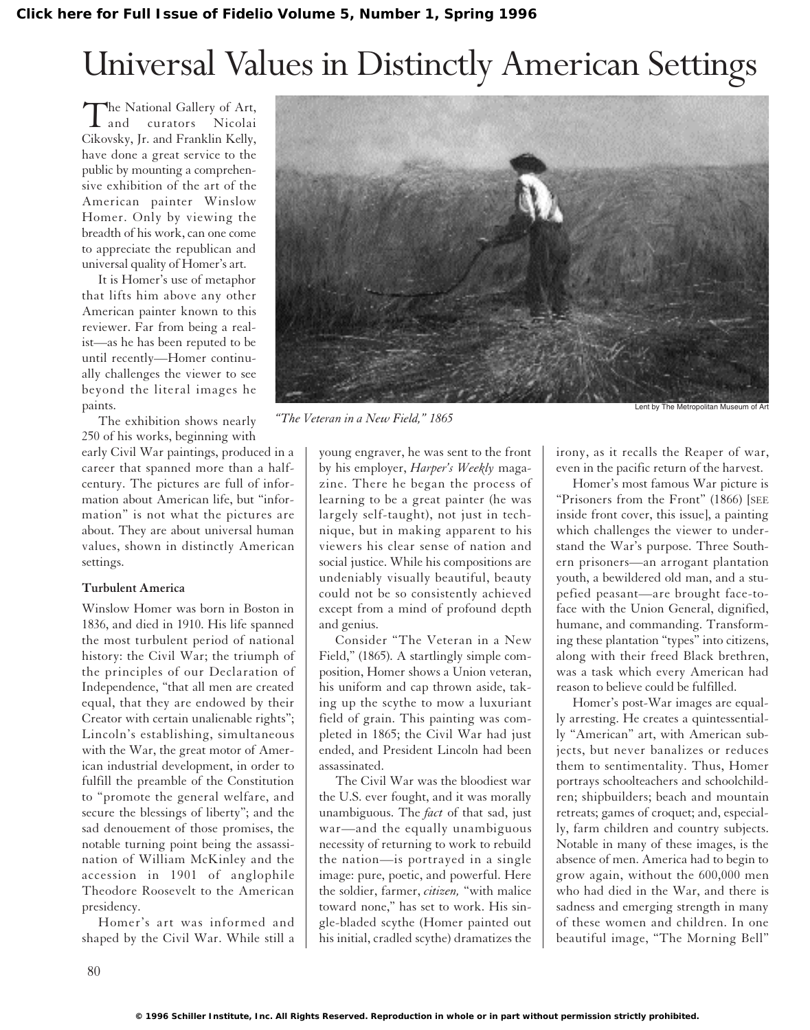# Universal Values in Distinctly American Settings

The National Gallery of Art, and curators Nicolai Cikovsky, Jr. and Franklin Kelly, have done a great service to the public by mounting a comprehensive exhibition of the art of the American painter Winslow Homer. Only by viewing the breadth of his work, can one come to appreciate the republican and universal quality of Homer's art.

It is Homer's use of metaphor that lifts him above any other American painter known to this reviewer. Far from being a realist—as he has been reputed to be until recently—Homer continually challenges the viewer to see beyond the literal images he paints.

*"The Veteran in a New Field," 1865*

Lent by The Metropolitan Museum of Art

The exhibition shows nearly 250 of his works, beginning with early Civil War paintings, produced in a career that spanned more than a half-century. The pictures are full of information about American life, but "information" is not what the pictures are about. They are about universal human values, shown in distinctly American settings.

**Turbulent America**

Winslow Homer was born in Boston in 1836, and died in 1910. His life spanned the most turbulent period of national history: the Civil War; the triumph of the principles of our Declaration of Independence, "that all men are created equal, that they are endowed by their Creator with certain unalienable rights"; Lincoln's establishing, simultaneous with the War, the great motor of American industrial development, in order to fulfill the preamble of the Constitution to "promote the general welfare, and secure the blessings of liberty"; and the sad denouement of those promises, the notable turning point being the assassination of William McKinley and the accession in 1901 of anglophile Theodore Roosevelt to the American presidency.

Homer's art was informed and shaped by the Civil War. While still a young engraver, he was sent to the front by his employer, *Harper's Weekly* magazine. There he began the process of learning to be a great painter (he was largely self-taught), not just in technique, but in making apparent to his viewers his clear sense of nation and social justice. While his compositions are undeniably visually beautiful, beauty could not be so consistently achieved except from a mind of profound depth and genius.

Consider "The Veteran in a New Field," (1865). A startlingly simple composition, Homer shows a Union veteran, his uniform and cap thrown aside, taking up the scythe to mow a luxuriant field of grain. This painting was completed in 1865; the Civil War had just ended, and President Lincoln had been assassinated.

The Civil War was the bloodiest war the U.S. ever fought, and it was morally unambiguous. The *fact* of that sad, just war—and the equally unambiguous necessity of returning to work to rebuild the nation—is portrayed in a single image: pure, poetic, and powerful. Here the soldier, farmer, *citizen,* "with malice toward none," has set to work. His single-bladed scythe (Homer painted out his initial, cradled scythe) dramatizes the irony, as it recalls the Reaper of war, even in the pacific return of the harvest.

Homer's most famous War picture is "Prisoners from the Front" (1866) [SEE inside front cover, this issue], a painting which challenges the viewer to understand the War's purpose. Three Southern prisoners—an arrogant plantation youth, a bewildered old man, and a stupefied peasant—are brought face-to-face with the Union General, dignified, humane, and commanding. Transforming these plantation "types" into citizens, along with their freed Black brethren, was a task which every American had reason to believe could be fulfilled.

Homer's post-War images are equally arresting. He creates a quintessentially "American" art, with American subjects, but never banalizes or reduces them to sentimentality. Thus, Homer portrays schoolteachers and schoolchildren; shipbuilders; beach and mountain retreats; games of croquet; and, especially, farm children and country subjects. Notable in many of these images, is the absence of men. America had to begin to grow again, without the 600,000 men who had died in the War, and there is sadness and emerging strength in many of these women and children. In one beautiful image, "The Morning Bell"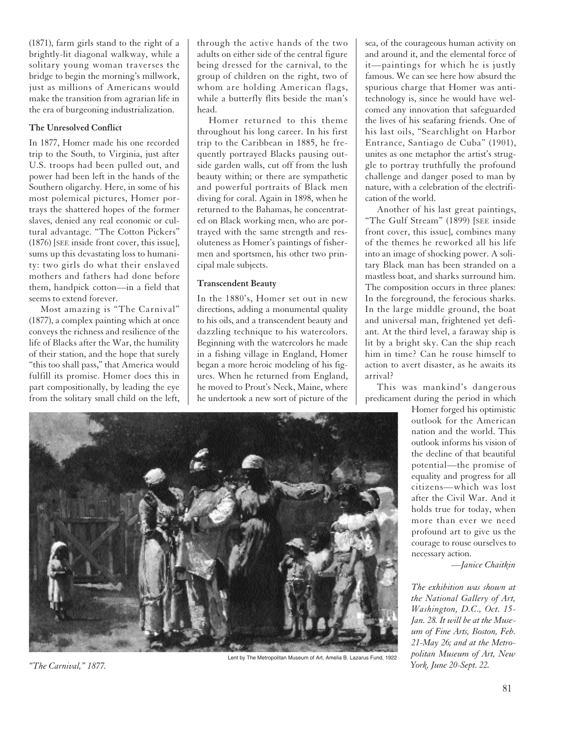(1871), farm girls stand to the right of a brightly-lit diagonal walkway, while a solitary young woman traverses the bridge to begin the morning's millwork, just as millions of Americans would make the transition from agrarian life in the era of burgeoning industrialization.

**The Unresolved Conflict**

In 1877, Homer made his one recorded trip to the South, to Virginia, just after U.S. troops had been pulled out, and power had been left in the hands of the Southern oligarchy. Here, in some of his most polemical pictures, Homer portrays the shattered hopes of the former slaves, denied any real economic or cultural advantage. "The Cotton Pickers" (1876) [SEE inside front cover, this issue], sums up this devastating loss to humanity: two girls do what their enslaved mothers and fathers had done before them, handpick cotton—in a field that seems to extend forever.

Most amazing is "The Carnival" (1877), a complex painting which at once conveys the richness and resilience of the life of Blacks after the War, the humility of their station, and the hope that surely "this too shall pass," that America would fulfill its promise. Homer does this in part compositionally, by leading the eye from the solitary small child on the left, through the active hands of the two adults on either side of the central figure being dressed for the carnival, to the group of children on the right, two of whom are holding American flags, while a butterfly flits beside the man's head.

Homer returned to this theme throughout his long career. In his first trip to the Caribbean in 1885, he frequently portrayed Blacks pausing outside garden walls, cut off from the lush beauty within; or there are sympathetic and powerful portraits of Black men diving for coral. Again in 1898, when he returned to the Bahamas, he concentrated on Black working men, who are portrayed with the same strength and resoluteness as Homer's paintings of fishermen and sportsmen, his other two principal male subjects.

**Transcendent Beauty**

In the 1880's, Homer set out in new directions, adding a monumental quality to his oils, and a transcendent beauty and dazzling technique to his watercolors. Beginning with the watercolors he made in a fishing village in England, Homer began a more heroic modeling of his figures. When he returned from England, he moved to Prout's Neck, Maine, where he undertook a new sort of picture of the sea, of the courageous human activity on and around it, and the elemental force of it—paintings for which he is justly famous. We can see here how absurd the spurious charge that Homer was anti-technology is, since he would have welcomed any innovation that safeguarded the lives of his seafaring friends. One of his last oils, "Searchlight on Harbor Entrance, Santiago de Cuba" (1901), unites as one metaphor the artist's struggle to portray truthfully the profound challenge and danger posed to man by nature, with a celebration of the electrification of the world.

Another of his last great paintings, "The Gulf Stream" (1899) [SEE inside front cover, this issue], combines many of the themes he reworked all his life into an image of shocking power. A solitary Black man has been stranded on a mastless boat, and sharks surround him. The composition occurs in three planes: In the foreground, the ferocious sharks. In the large middle ground, the boat and universal man, frightened yet defiant. At the third level, a faraway ship is lit by a bright sky. Can the ship reach him in time? Can he rouse himself to action to avert disaster, as he awaits its arrival?

This was mankind's dangerous predicament during the period in which Homer forged his optimistic outlook for the American nation and the world. This outlook informs his vision of the decline of that beautiful potential—the promise of equality and progress for all citizens—which was lost after the Civil War. And it holds true for today, when more than ever we need profound art to give us the courage to rouse ourselves to necessary action.

*—Janice Chaitkin*

*The exhibition was shown at the National Gallery of Art, Washington, D.C., Oct. 15-Jan. 28. It will be at the Museum of Fine Arts, Boston, Feb. 21-May 26; and at the Metropolitan Museum of Art, New York, June 20-Sept. 22.*

Lent by The Metropolitan Museum of Art, Amelia B. Lazarus Fund, 1922

*"The Carnival," 1877.*